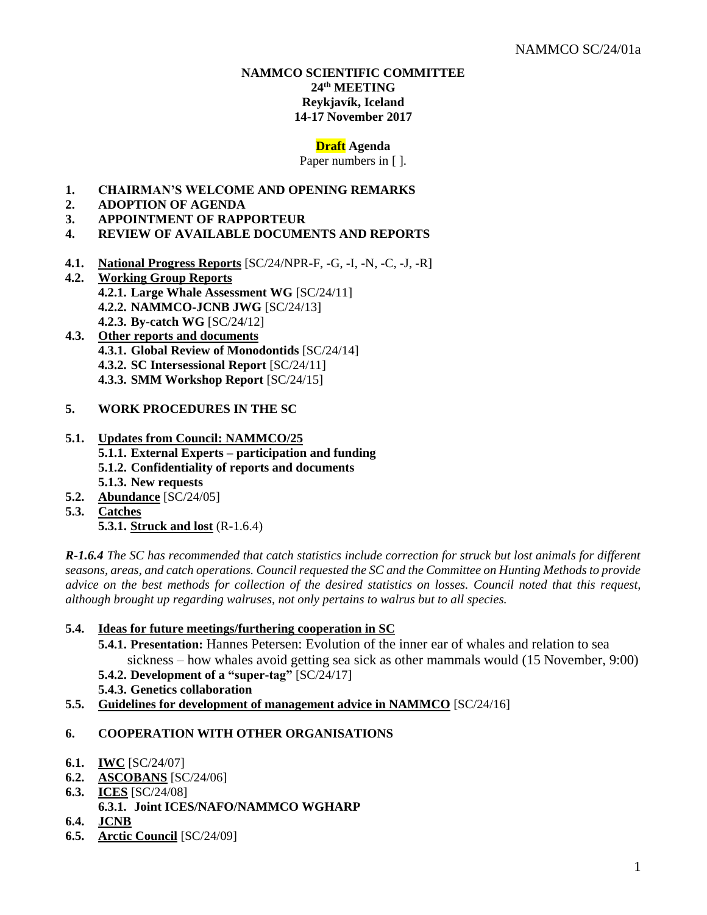**NAMMCO SCIENTIFIC COMMITTEE**
**24th MEETING**
**Reykjavík, Iceland**
**14-17 November 2017**

**Draft Agenda**

Paper numbers in [ ].

1. **CHAIRMAN'S WELCOME AND OPENING REMARKS**
2. **ADOPTION OF AGENDA**
3. **APPOINTMENT OF RAPPORTEUR**
4. **REVIEW OF AVAILABLE DOCUMENTS AND REPORTS**

**4.1. National Progress Reports** [SC/24/NPR-F, -G, -I, -N, -C, -J, -R]

**4.2. Working Group Reports**
- **4.2.1. Large Whale Assessment WG** [SC/24/11]
- **4.2.2. NAMMCO-JCNB JWG** [SC/24/13]
- **4.2.3. By-catch WG** [SC/24/12]

**4.3. Other reports and documents**
- **4.3.1. Global Review of Monodontids** [SC/24/14]
- **4.3.2. SC Intersessional Report** [SC/24/11]
- **4.3.3. SMM Workshop Report** [SC/24/15]

5. **WORK PROCEDURES IN THE SC**

**5.1. Updates from Council: NAMMCO/25**
- **5.1.1. External Experts – participation and funding**
- **5.1.2. Confidentiality of reports and documents**
- **5.1.3. New requests**

**5.2. Abundance** [SC/24/05]

**5.3. Catches**
- **5.3.1. Struck and lost** (R-1.6.4)

***R-1.6.4*** *The SC has recommended that catch statistics include correction for struck but lost animals for different seasons, areas, and catch operations. Council requested the SC and the Committee on Hunting Methods to provide advice on the best methods for collection of the desired statistics on losses. Council noted that this request, although brought up regarding walruses, not only pertains to walrus but to all species.*

**5.4. Ideas for future meetings/furthering cooperation in SC**
- **5.4.1. Presentation:** Hannes Petersen: Evolution of the inner ear of whales and relation to sea sickness – how whales avoid getting sea sick as other mammals would (15 November, 9:00)
- **5.4.2. Development of a "super-tag"** [SC/24/17]
- **5.4.3. Genetics collaboration**

**5.5. Guidelines for development of management advice in NAMMCO** [SC/24/16]

6. **COOPERATION WITH OTHER ORGANISATIONS**

**6.1. IWC** [SC/24/07]

**6.2. ASCOBANS** [SC/24/06]

**6.3. ICES** [SC/24/08]
- **6.3.1. Joint ICES/NAFO/NAMMCO WGHARP**

**6.4. JCNB**

**6.5. Arctic Council** [SC/24/09]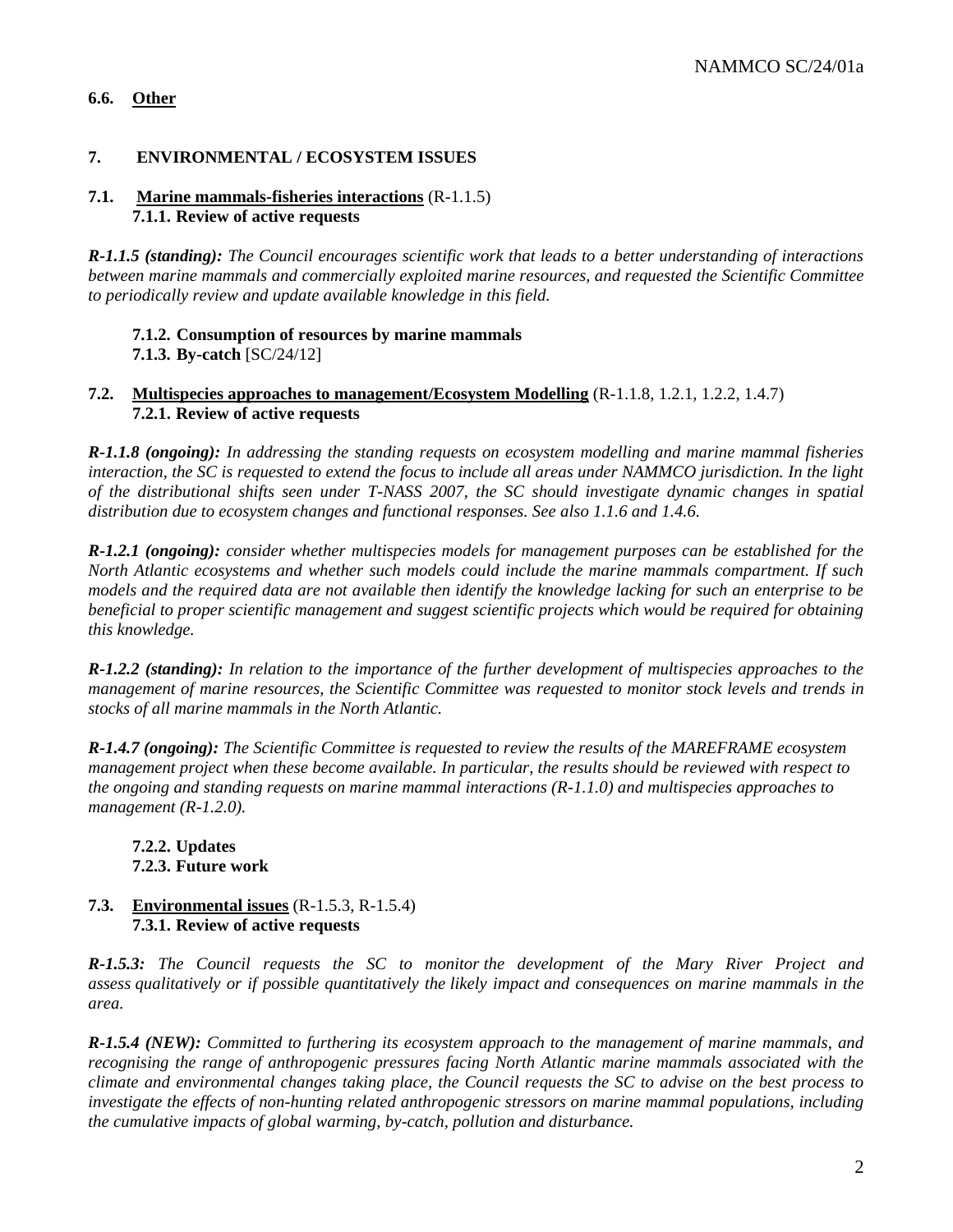**6.6. Other**

**7. ENVIRONMENTAL / ECOSYSTEM ISSUES**

**7.1. Marine mammals-fisheries interactions** (R-1.1.5)

**7.1.1. Review of active requests**

***R-1.1.5 (standing):*** *The Council encourages scientific work that leads to a better understanding of interactions between marine mammals and commercially exploited marine resources, and requested the Scientific Committee to periodically review and update available knowledge in this field.*

**7.1.2. Consumption of resources by marine mammals**

**7.1.3. By-catch** [SC/24/12]

**7.2. Multispecies approaches to management/Ecosystem Modelling** (R-1.1.8, 1.2.1, 1.2.2, 1.4.7)

**7.2.1. Review of active requests**

***R-1.1.8 (ongoing):*** *In addressing the standing requests on ecosystem modelling and marine mammal fisheries interaction, the SC is requested to extend the focus to include all areas under NAMMCO jurisdiction. In the light of the distributional shifts seen under T-NASS 2007, the SC should investigate dynamic changes in spatial distribution due to ecosystem changes and functional responses. See also 1.1.6 and 1.4.6.*

***R-1.2.1 (ongoing):*** *consider whether multispecies models for management purposes can be established for the North Atlantic ecosystems and whether such models could include the marine mammals compartment. If such models and the required data are not available then identify the knowledge lacking for such an enterprise to be beneficial to proper scientific management and suggest scientific projects which would be required for obtaining this knowledge.*

***R-1.2.2 (standing):*** *In relation to the importance of the further development of multispecies approaches to the management of marine resources, the Scientific Committee was requested to monitor stock levels and trends in stocks of all marine mammals in the North Atlantic.*

***R-1.4.7 (ongoing):*** *The Scientific Committee is requested to review the results of the MAREFRAME ecosystem management project when these become available. In particular, the results should be reviewed with respect to the ongoing and standing requests on marine mammal interactions (R-1.1.0) and multispecies approaches to management (R-1.2.0).*

**7.2.2. Updates**

**7.2.3. Future work**

**7.3. Environmental issues** (R-1.5.3, R-1.5.4)

**7.3.1. Review of active requests**

***R-1.5.3:*** *The Council requests the SC to monitor the development of the Mary River Project and assess qualitatively or if possible quantitatively the likely impact and consequences on marine mammals in the area.*

***R-1.5.4 (NEW):*** *Committed to furthering its ecosystem approach to the management of marine mammals, and recognising the range of anthropogenic pressures facing North Atlantic marine mammals associated with the climate and environmental changes taking place, the Council requests the SC to advise on the best process to investigate the effects of non-hunting related anthropogenic stressors on marine mammal populations, including the cumulative impacts of global warming, by-catch, pollution and disturbance.*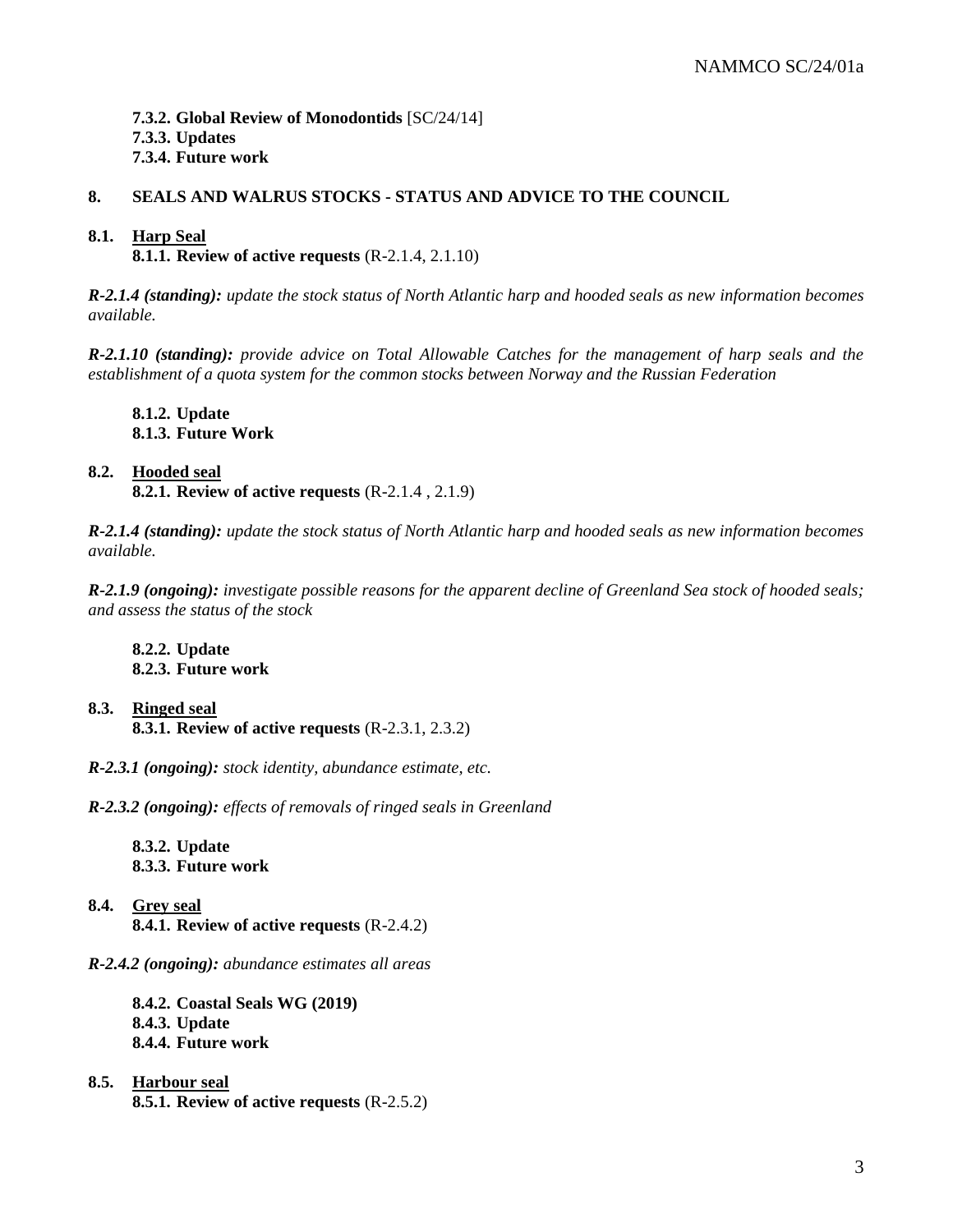**7.3.2. Global Review of Monodontids** [SC/24/14]
**7.3.3. Updates**
**7.3.4. Future work**

## 8. SEALS AND WALRUS STOCKS - STATUS AND ADVICE TO THE COUNCIL

### 8.1. Harp Seal

**8.1.1. Review of active requests** (R-2.1.4, 2.1.10)

***R-2.1.4 (standing):*** *update the stock status of North Atlantic harp and hooded seals as new information becomes available.*

***R-2.1.10 (standing):*** *provide advice on Total Allowable Catches for the management of harp seals and the establishment of a quota system for the common stocks between Norway and the Russian Federation*

**8.1.2. Update**
**8.1.3. Future Work**

### 8.2. Hooded seal

**8.2.1. Review of active requests** (R-2.1.4 , 2.1.9)

***R-2.1.4 (standing):*** *update the stock status of North Atlantic harp and hooded seals as new information becomes available.*

***R-2.1.9 (ongoing):*** *investigate possible reasons for the apparent decline of Greenland Sea stock of hooded seals; and assess the status of the stock*

**8.2.2. Update**
**8.2.3. Future work**

### 8.3. Ringed seal

**8.3.1. Review of active requests** (R-2.3.1, 2.3.2)

***R-2.3.1 (ongoing):*** *stock identity, abundance estimate, etc.*

***R-2.3.2 (ongoing):*** *effects of removals of ringed seals in Greenland*

**8.3.2. Update**
**8.3.3. Future work**

### 8.4. Grey seal

**8.4.1. Review of active requests** (R-2.4.2)

***R-2.4.2 (ongoing):*** *abundance estimates all areas*

**8.4.2. Coastal Seals WG (2019)**
**8.4.3. Update**
**8.4.4. Future work**

### 8.5. Harbour seal

**8.5.1. Review of active requests** (R-2.5.2)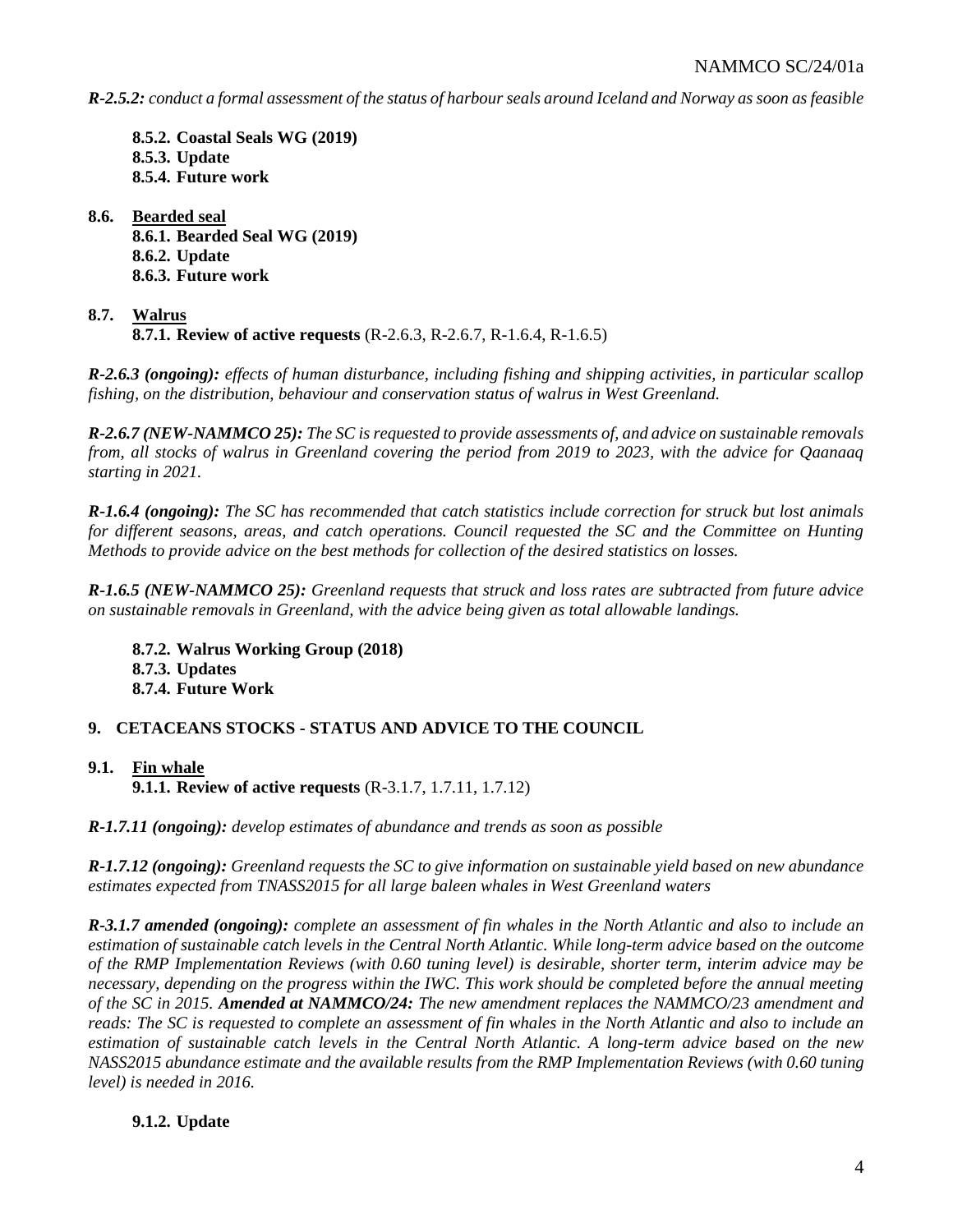***R-2.5.2:*** *conduct a formal assessment of the status of harbour seals around Iceland and Norway as soon as feasible*

**8.5.2. Coastal Seals WG (2019)**
**8.5.3. Update**
**8.5.4. Future work**

## 8.6. Bearded seal

**8.6.1. Bearded Seal WG (2019)**
**8.6.2. Update**
**8.6.3. Future work**

## 8.7. Walrus

**8.7.1. Review of active requests** (R-2.6.3, R-2.6.7, R-1.6.4, R-1.6.5)

***R-2.6.3 (ongoing):*** *effects of human disturbance, including fishing and shipping activities, in particular scallop fishing, on the distribution, behaviour and conservation status of walrus in West Greenland.*

***R-2.6.7 (NEW-NAMMCO 25):*** *The SC is requested to provide assessments of, and advice on sustainable removals from, all stocks of walrus in Greenland covering the period from 2019 to 2023, with the advice for Qaanaaq starting in 2021.*

***R-1.6.4 (ongoing):*** *The SC has recommended that catch statistics include correction for struck but lost animals for different seasons, areas, and catch operations. Council requested the SC and the Committee on Hunting Methods to provide advice on the best methods for collection of the desired statistics on losses.*

***R-1.6.5 (NEW-NAMMCO 25):*** *Greenland requests that struck and loss rates are subtracted from future advice on sustainable removals in Greenland, with the advice being given as total allowable landings.*

**8.7.2. Walrus Working Group (2018)**
**8.7.3. Updates**
**8.7.4. Future Work**

# 9. CETACEANS STOCKS - STATUS AND ADVICE TO THE COUNCIL

## 9.1. Fin whale

**9.1.1. Review of active requests** (R-3.1.7, 1.7.11, 1.7.12)

***R-1.7.11 (ongoing):*** *develop estimates of abundance and trends as soon as possible*

***R-1.7.12 (ongoing):*** *Greenland requests the SC to give information on sustainable yield based on new abundance estimates expected from TNASS2015 for all large baleen whales in West Greenland waters*

***R-3.1.7 amended (ongoing):*** *complete an assessment of fin whales in the North Atlantic and also to include an estimation of sustainable catch levels in the Central North Atlantic. While long-term advice based on the outcome of the RMP Implementation Reviews (with 0.60 tuning level) is desirable, shorter term, interim advice may be necessary, depending on the progress within the IWC. This work should be completed before the annual meeting of the SC in 2015.* ***Amended at NAMMCO/24:*** *The new amendment replaces the NAMMCO/23 amendment and reads: The SC is requested to complete an assessment of fin whales in the North Atlantic and also to include an estimation of sustainable catch levels in the Central North Atlantic. A long-term advice based on the new NASS2015 abundance estimate and the available results from the RMP Implementation Reviews (with 0.60 tuning level) is needed in 2016.*

**9.1.2. Update**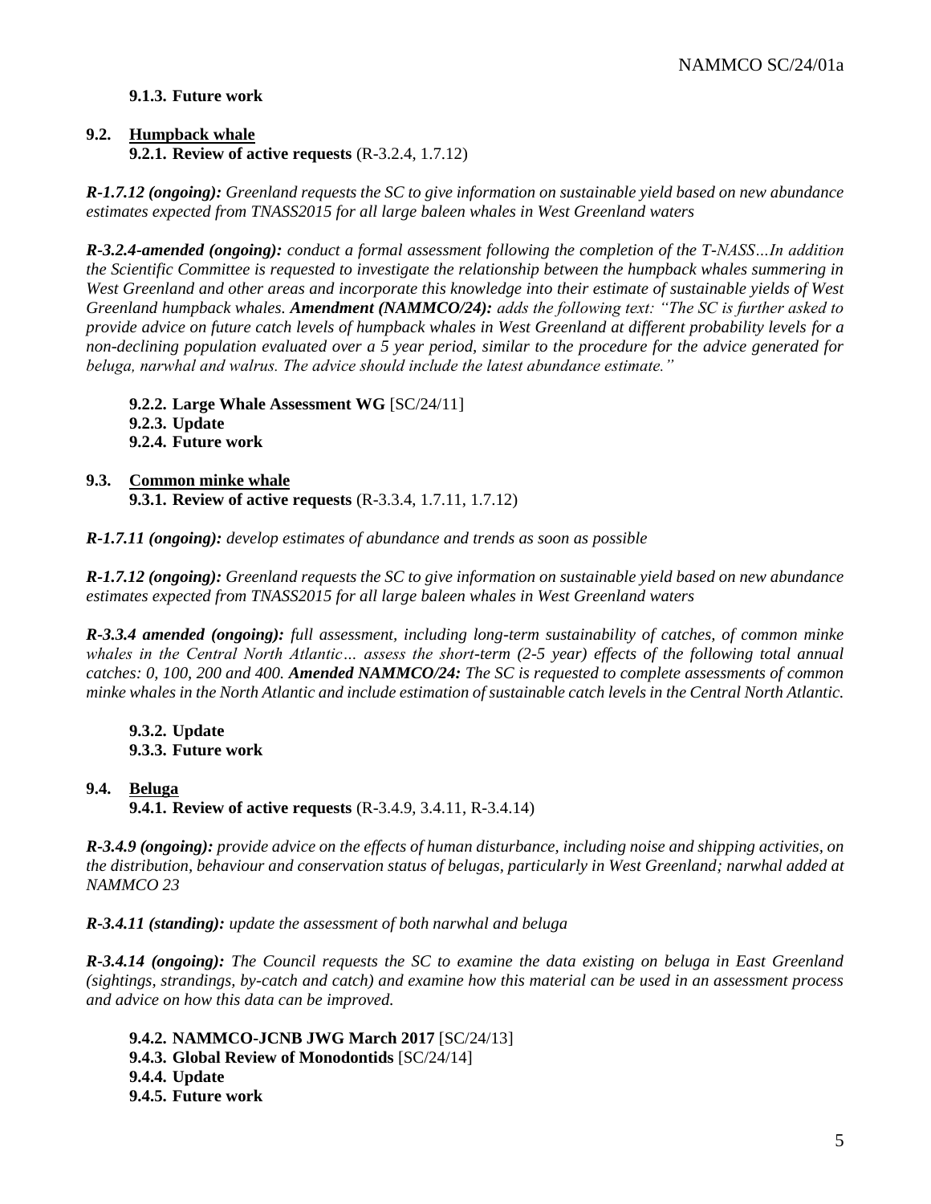**9.1.3. Future work**

## 9.2. Humpback whale

**9.2.1. Review of active requests** (R-3.2.4, 1.7.12)

***R-1.7.12 (ongoing):*** *Greenland requests the SC to give information on sustainable yield based on new abundance estimates expected from TNASS2015 for all large baleen whales in West Greenland waters*

***R-3.2.4-amended (ongoing):*** *conduct a formal assessment following the completion of the T-NASS…In addition the Scientific Committee is requested to investigate the relationship between the humpback whales summering in West Greenland and other areas and incorporate this knowledge into their estimate of sustainable yields of West Greenland humpback whales.* ***Amendment (NAMMCO/24):*** *adds the following text: "The SC is further asked to provide advice on future catch levels of humpback whales in West Greenland at different probability levels for a non-declining population evaluated over a 5 year period, similar to the procedure for the advice generated for beluga, narwhal and walrus. The advice should include the latest abundance estimate."*

**9.2.2. Large Whale Assessment WG** [SC/24/11]
**9.2.3. Update**
**9.2.4. Future work**

## 9.3. Common minke whale

**9.3.1. Review of active requests** (R-3.3.4, 1.7.11, 1.7.12)

***R-1.7.11 (ongoing):*** *develop estimates of abundance and trends as soon as possible*

***R-1.7.12 (ongoing):*** *Greenland requests the SC to give information on sustainable yield based on new abundance estimates expected from TNASS2015 for all large baleen whales in West Greenland waters*

***R-3.3.4 amended (ongoing):*** *full assessment, including long-term sustainability of catches, of common minke whales in the Central North Atlantic… assess the short-term (2-5 year) effects of the following total annual catches: 0, 100, 200 and 400.* ***Amended NAMMCO/24:*** *The SC is requested to complete assessments of common minke whales in the North Atlantic and include estimation of sustainable catch levels in the Central North Atlantic.*

**9.3.2. Update**
**9.3.3. Future work**

## 9.4. Beluga

**9.4.1. Review of active requests** (R-3.4.9, 3.4.11, R-3.4.14)

***R-3.4.9 (ongoing):*** *provide advice on the effects of human disturbance, including noise and shipping activities, on the distribution, behaviour and conservation status of belugas, particularly in West Greenland; narwhal added at NAMMCO 23*

***R-3.4.11 (standing):*** *update the assessment of both narwhal and beluga*

***R-3.4.14 (ongoing):*** *The Council requests the SC to examine the data existing on beluga in East Greenland (sightings, strandings, by-catch and catch) and examine how this material can be used in an assessment process and advice on how this data can be improved.*

**9.4.2. NAMMCO-JCNB JWG March 2017** [SC/24/13]
**9.4.3. Global Review of Monodontids** [SC/24/14]
**9.4.4. Update**
**9.4.5. Future work**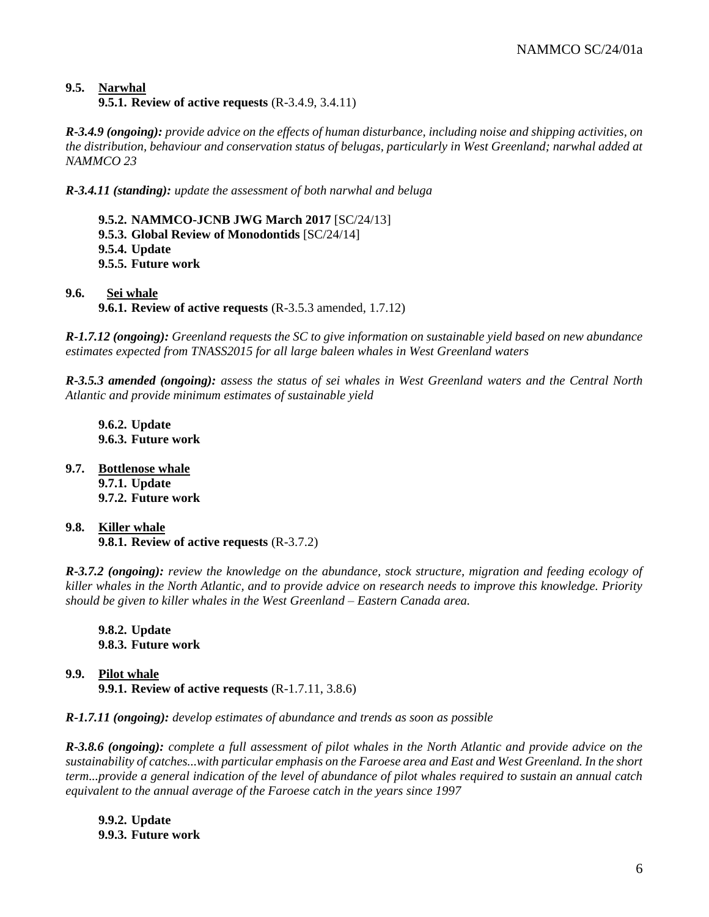### 9.5. Narwhal

**9.5.1. Review of active requests** (R-3.4.9, 3.4.11)

***R-3.4.9 (ongoing):*** *provide advice on the effects of human disturbance, including noise and shipping activities, on the distribution, behaviour and conservation status of belugas, particularly in West Greenland; narwhal added at NAMMCO 23*

***R-3.4.11 (standing):*** *update the assessment of both narwhal and beluga*

**9.5.2. NAMMCO-JCNB JWG March 2017** [SC/24/13]
**9.5.3. Global Review of Monodontids** [SC/24/14]
**9.5.4. Update**
**9.5.5. Future work**

### 9.6. Sei whale

**9.6.1. Review of active requests** (R-3.5.3 amended, 1.7.12)

***R-1.7.12 (ongoing):*** *Greenland requests the SC to give information on sustainable yield based on new abundance estimates expected from TNASS2015 for all large baleen whales in West Greenland waters*

***R-3.5.3 amended (ongoing):*** *assess the status of sei whales in West Greenland waters and the Central North Atlantic and provide minimum estimates of sustainable yield*

**9.6.2. Update**
**9.6.3. Future work**

### 9.7. Bottlenose whale

**9.7.1. Update**
**9.7.2. Future work**

### 9.8. Killer whale

**9.8.1. Review of active requests** (R-3.7.2)

***R-3.7.2 (ongoing):*** *review the knowledge on the abundance, stock structure, migration and feeding ecology of killer whales in the North Atlantic, and to provide advice on research needs to improve this knowledge. Priority should be given to killer whales in the West Greenland – Eastern Canada area.*

**9.8.2. Update**
**9.8.3. Future work**

### 9.9. Pilot whale

**9.9.1. Review of active requests** (R-1.7.11, 3.8.6)

***R-1.7.11 (ongoing):*** *develop estimates of abundance and trends as soon as possible*

***R-3.8.6 (ongoing):*** *complete a full assessment of pilot whales in the North Atlantic and provide advice on the sustainability of catches...with particular emphasis on the Faroese area and East and West Greenland. In the short term...provide a general indication of the level of abundance of pilot whales required to sustain an annual catch equivalent to the annual average of the Faroese catch in the years since 1997*

**9.9.2. Update**
**9.9.3. Future work**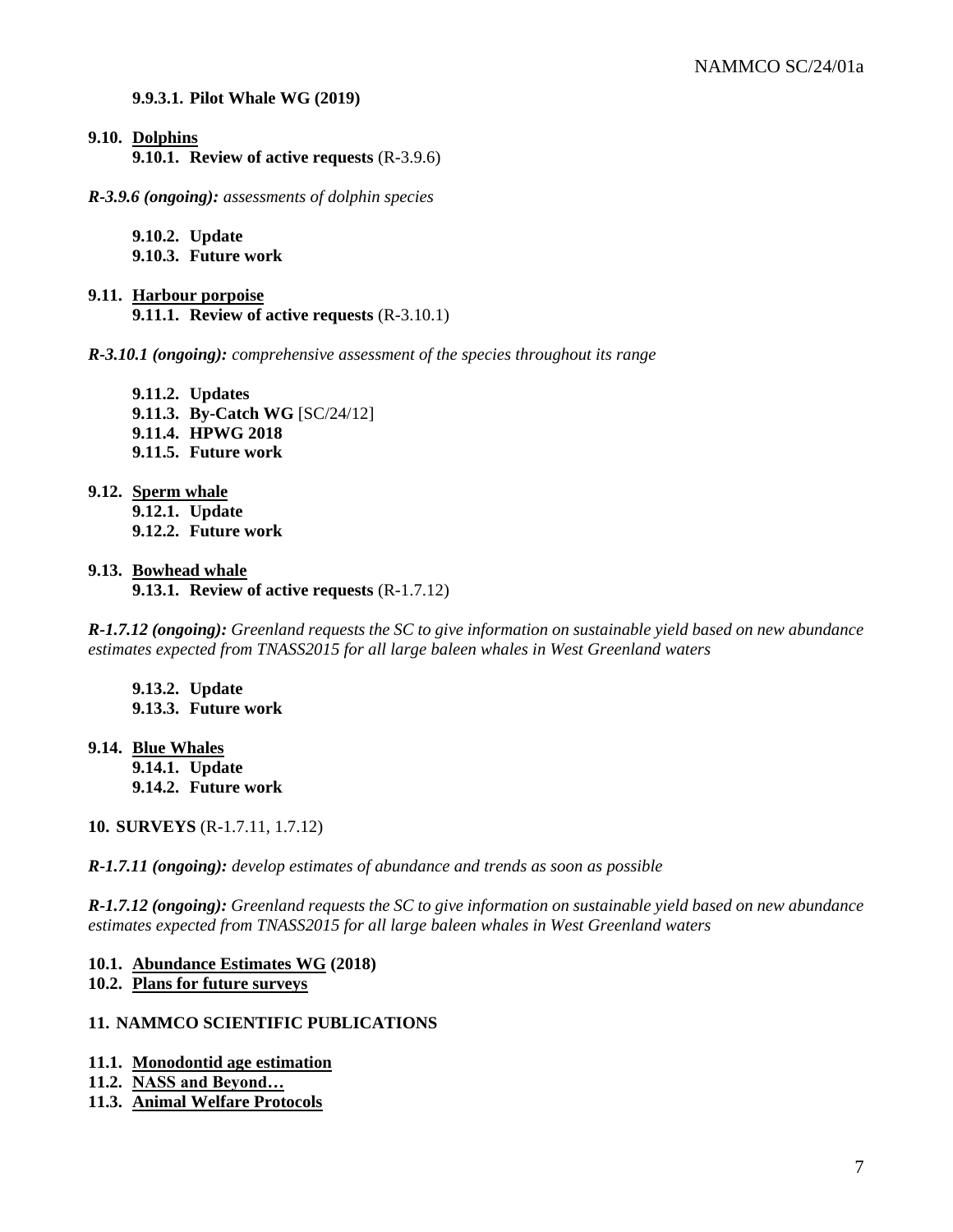**9.9.3.1. Pilot Whale WG (2019)**

**9.10. <u>Dolphins</u>**

**9.10.1. Review of active requests** (R-3.9.6)

***R-3.9.6 (ongoing):*** *assessments of dolphin species*

**9.10.2. Update**

**9.10.3. Future work**

**9.11. <u>Harbour porpoise</u>**

**9.11.1. Review of active requests** (R-3.10.1)

***R-3.10.1 (ongoing):*** *comprehensive assessment of the species throughout its range*

**9.11.2. Updates**

**9.11.3. By-Catch WG** [SC/24/12]

**9.11.4. HPWG 2018**

**9.11.5. Future work**

**9.12. <u>Sperm whale</u>**

**9.12.1. Update**

**9.12.2. Future work**

**9.13. <u>Bowhead whale</u>**

**9.13.1. Review of active requests** (R-1.7.12)

***R-1.7.12 (ongoing):*** *Greenland requests the SC to give information on sustainable yield based on new abundance estimates expected from TNASS2015 for all large baleen whales in West Greenland waters*

**9.13.2. Update**

**9.13.3. Future work**

**9.14. <u>Blue Whales</u>**

**9.14.1. Update**

**9.14.2. Future work**

**10. SURVEYS** (R-1.7.11, 1.7.12)

***R-1.7.11 (ongoing):*** *develop estimates of abundance and trends as soon as possible*

***R-1.7.12 (ongoing):*** *Greenland requests the SC to give information on sustainable yield based on new abundance estimates expected from TNASS2015 for all large baleen whales in West Greenland waters*

**10.1. <u>Abundance Estimates WG</u> (2018)**

**10.2. <u>Plans for future surveys</u>**

**11. NAMMCO SCIENTIFIC PUBLICATIONS**

**11.1. <u>Monodontid age estimation</u>**

**11.2. <u>NASS and Beyond…</u>**

**11.3. <u>Animal Welfare Protocols</u>**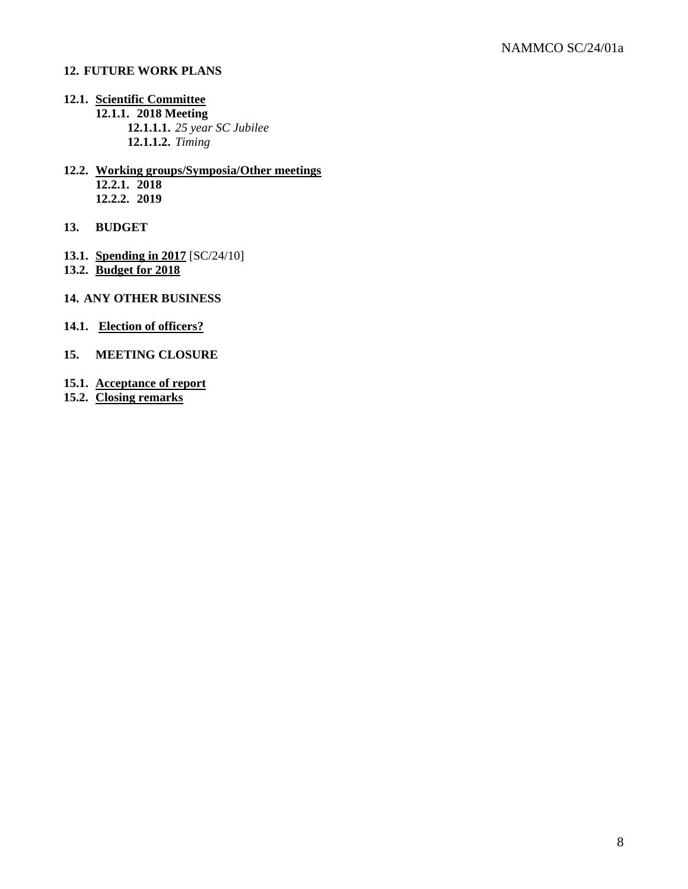**12. FUTURE WORK PLANS**

**12.1. Scientific Committee**

**12.1.1. 2018 Meeting**

**12.1.1.1.** *25 year SC Jubilee*

**12.1.1.2.** *Timing*

**12.2. Working groups/Symposia/Other meetings**

**12.2.1. 2018**

**12.2.2. 2019**

**13. BUDGET**

**13.1. Spending in 2017** [SC/24/10]

**13.2. Budget for 2018**

**14. ANY OTHER BUSINESS**

**14.1. Election of officers?**

**15. MEETING CLOSURE**

**15.1. Acceptance of report**

**15.2. Closing remarks**